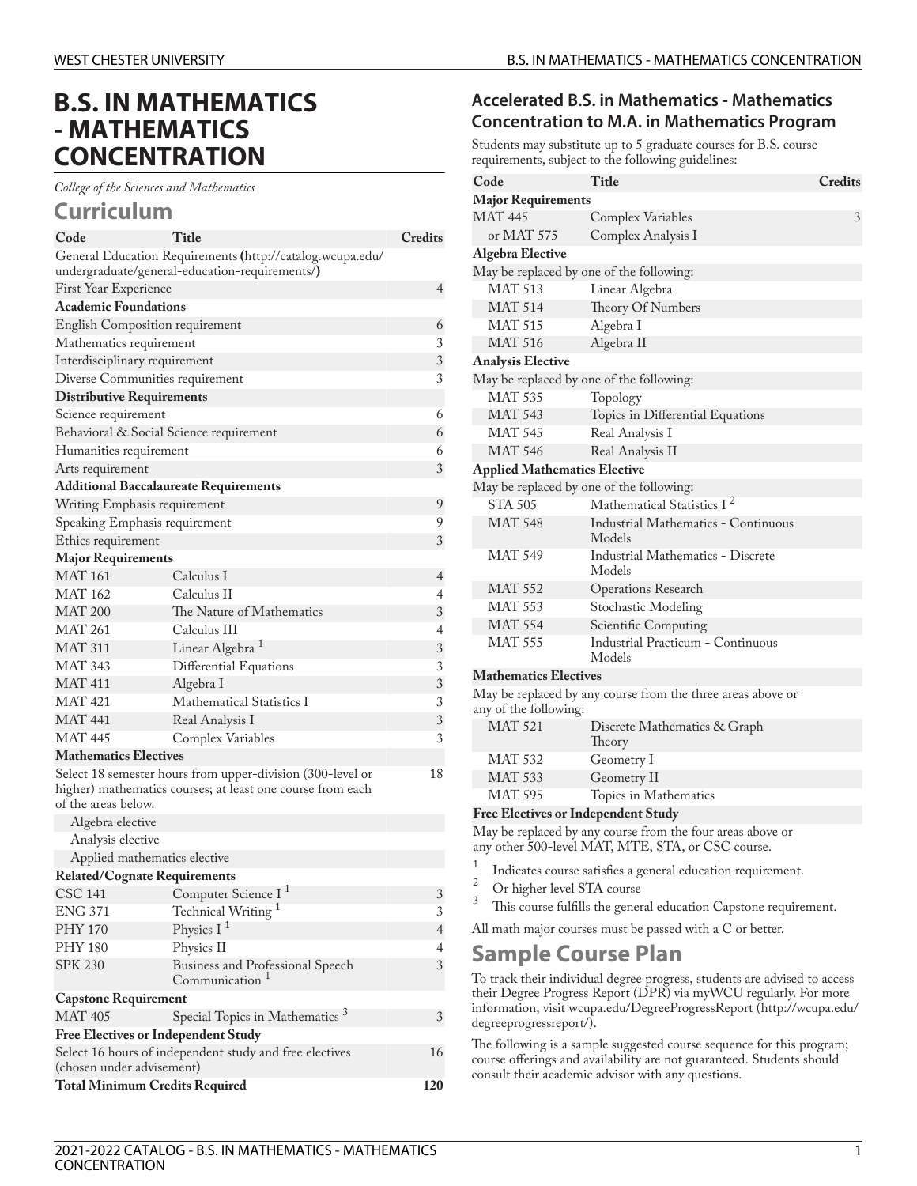# B.S. IN MATHEMATICS - MATHEMATICS CONCENTRATION

*College of the Sciences and Mathematics*

## Curriculum

| Code | Title | Credits |
|---|---|---|
| General Education Requirements (http://catalog.wcupa.edu/undergraduate/general-education-requirements/) | | |
| First Year Experience | | 4 |
| **Academic Foundations** | | |
| English Composition requirement | | 6 |
| Mathematics requirement | | 3 |
| Interdisciplinary requirement | | 3 |
| Diverse Communities requirement | | 3 |
| **Distributive Requirements** | | |
| Science requirement | | 6 |
| Behavioral & Social Science requirement | | 6 |
| Humanities requirement | | 6 |
| Arts requirement | | 3 |
| **Additional Baccalaureate Requirements** | | |
| Writing Emphasis requirement | | 9 |
| Speaking Emphasis requirement | | 9 |
| Ethics requirement | | 3 |
| **Major Requirements** | | |
| MAT 161 | Calculus I | 4 |
| MAT 162 | Calculus II | 4 |
| MAT 200 | The Nature of Mathematics | 3 |
| MAT 261 | Calculus III | 4 |
| MAT 311 | Linear Algebra [1] | 3 |
| MAT 343 | Differential Equations | 3 |
| MAT 411 | Algebra I | 3 |
| MAT 421 | Mathematical Statistics I | 3 |
| MAT 441 | Real Analysis I | 3 |
| MAT 445 | Complex Variables | 3 |
| **Mathematics Electives** | | |
| Select 18 semester hours from upper-division (300-level or higher) mathematics courses; at least one course from each of the areas below. | | 18 |
| Algebra elective | | |
| Analysis elective | | |
| Applied mathematics elective | | |
| **Related/Cognate Requirements** | | |
| CSC 141 | Computer Science I [1] | 3 |
| ENG 371 | Technical Writing [1] | 3 |
| PHY 170 | Physics I [1] | 4 |
| PHY 180 | Physics II | 4 |
| SPK 230 | Business and Professional Speech Communication [1] | 3 |
| **Capstone Requirement** | | |
| MAT 405 | Special Topics in Mathematics [3] | 3 |
| **Free Electives or Independent Study** | | |
| Select 16 hours of independent study and free electives (chosen under advisement) | | 16 |
| **Total Minimum Credits Required** | | **120** |

### Accelerated B.S. in Mathematics - Mathematics Concentration to M.A. in Mathematics Program

Students may substitute up to 5 graduate courses for B.S. course requirements, subject to the following guidelines:

| Code | Title | Credits |
|---|---|---|
| **Major Requirements** | | |
| MAT 445 | Complex Variables | 3 |
| or MAT 575 | Complex Analysis I | |
| **Algebra Elective** | | |
| May be replaced by one of the following: | | |
| MAT 513 | Linear Algebra | |
| MAT 514 | Theory Of Numbers | |
| MAT 515 | Algebra I | |
| MAT 516 | Algebra II | |
| **Analysis Elective** | | |
| May be replaced by one of the following: | | |
| MAT 535 | Topology | |
| MAT 543 | Topics in Differential Equations | |
| MAT 545 | Real Analysis I | |
| MAT 546 | Real Analysis II | |
| **Applied Mathematics Elective** | | |
| May be replaced by one of the following: | | |
| STA 505 | Mathematical Statistics I [2] | |
| MAT 548 | Industrial Mathematics - Continuous Models | |
| MAT 549 | Industrial Mathematics - Discrete Models | |
| MAT 552 | Operations Research | |
| MAT 553 | Stochastic Modeling | |
| MAT 554 | Scientific Computing | |
| MAT 555 | Industrial Practicum - Continuous Models | |
| **Mathematics Electives** | | |
| May be replaced by any course from the three areas above or any of the following: | | |
| MAT 521 | Discrete Mathematics & Graph Theory | |
| MAT 532 | Geometry I | |
| MAT 533 | Geometry II | |
| MAT 595 | Topics in Mathematics | |
| **Free Electives or Independent Study** | | |
| May be replaced by any course from the four areas above or any other 500-level MAT, MTE, STA, or CSC course. | | |

1. Indicates course satisfies a general education requirement.
2. Or higher level STA course
3. This course fulfills the general education Capstone requirement.

All math major courses must be passed with a C or better.

## Sample Course Plan

To track their individual degree progress, students are advised to access their Degree Progress Report (DPR) via myWCU regularly. For more information, visit wcupa.edu/DegreeProgressReport (http://wcupa.edu/degreeprogressreport/).

The following is a sample suggested course sequence for this program; course offerings and availability are not guaranteed. Students should consult their academic advisor with any questions.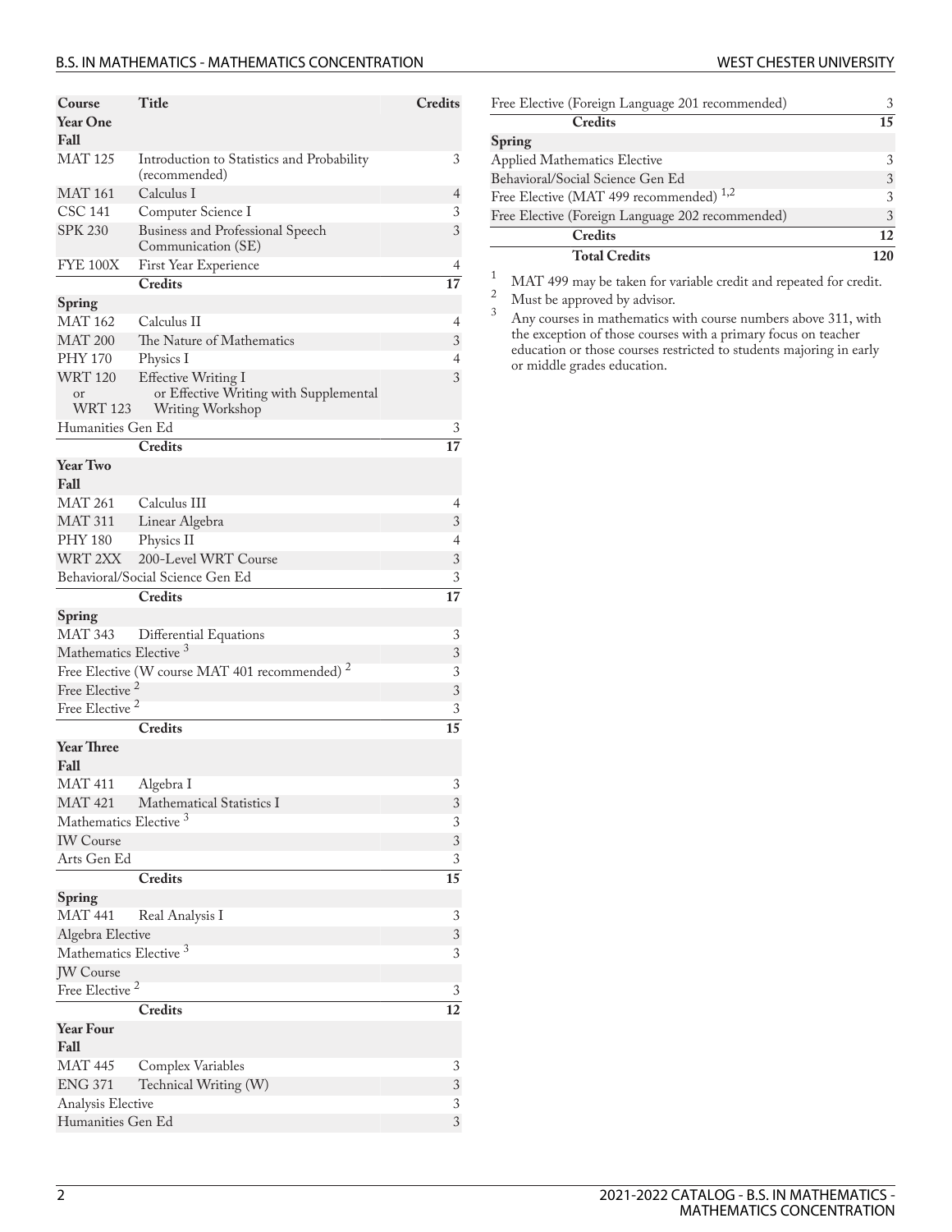| Course | Title | Credits |
| --- | --- | --- |
| **Year One** | | |
| **Fall** | | |
| MAT 125 | Introduction to Statistics and Probability (recommended) | 3 |
| MAT 161 | Calculus I | 4 |
| CSC 141 | Computer Science I | 3 |
| SPK 230 | Business and Professional Speech Communication (SE) | 3 |
| FYE 100X | First Year Experience | 4 |
| | **Credits** | **17** |
| **Spring** | | |
| MAT 162 | Calculus II | 4 |
| MAT 200 | The Nature of Mathematics | 3 |
| PHY 170 | Physics I | 4 |
| WRT 120 or WRT 123 | Effective Writing I or Effective Writing with Supplemental Writing Workshop | 3 |
| Humanities Gen Ed | | 3 |
| | **Credits** | **17** |
| **Year Two** | | |
| **Fall** | | |
| MAT 261 | Calculus III | 4 |
| MAT 311 | Linear Algebra | 3 |
| PHY 180 | Physics II | 4 |
| WRT 2XX | 200-Level WRT Course | 3 |
| Behavioral/Social Science Gen Ed | | 3 |
| | **Credits** | **17** |
| **Spring** | | |
| MAT 343 | Differential Equations | 3 |
| Mathematics Elective [3] | | 3 |
| Free Elective (W course MAT 401 recommended) [2] | | 3 |
| Free Elective [2] | | 3 |
| Free Elective [2] | | 3 |
| | **Credits** | **15** |
| **Year Three** | | |
| **Fall** | | |
| MAT 411 | Algebra I | 3 |
| MAT 421 | Mathematical Statistics I | 3 |
| Mathematics Elective [3] | | 3 |
| IW Course | | 3 |
| Arts Gen Ed | | 3 |
| | **Credits** | **15** |
| **Spring** | | |
| MAT 441 | Real Analysis I | 3 |
| Algebra Elective | | 3 |
| Mathematics Elective [3] | | 3 |
| JW Course | | |
| Free Elective [2] | | 3 |
| | **Credits** | **12** |
| **Year Four** | | |
| **Fall** | | |
| MAT 445 | Complex Variables | 3 |
| ENG 371 | Technical Writing (W) | 3 |
| Analysis Elective | | 3 |
| Humanities Gen Ed | | 3 |
| Free Elective (Foreign Language 201 recommended) | | 3 |
| | **Credits** | **15** |
| **Spring** | | |
| Applied Mathematics Elective | | 3 |
| Behavioral/Social Science Gen Ed | | 3 |
| Free Elective (MAT 499 recommended) [1,2] | | 3 |
| Free Elective (Foreign Language 202 recommended) | | 3 |
| | **Credits** | **12** |
| | **Total Credits** | **120** |

1. MAT 499 may be taken for variable credit and repeated for credit.
2. Must be approved by advisor.
3. Any courses in mathematics with course numbers above 311, with the exception of those courses with a primary focus on teacher education or those courses restricted to students majoring in early or middle grades education.